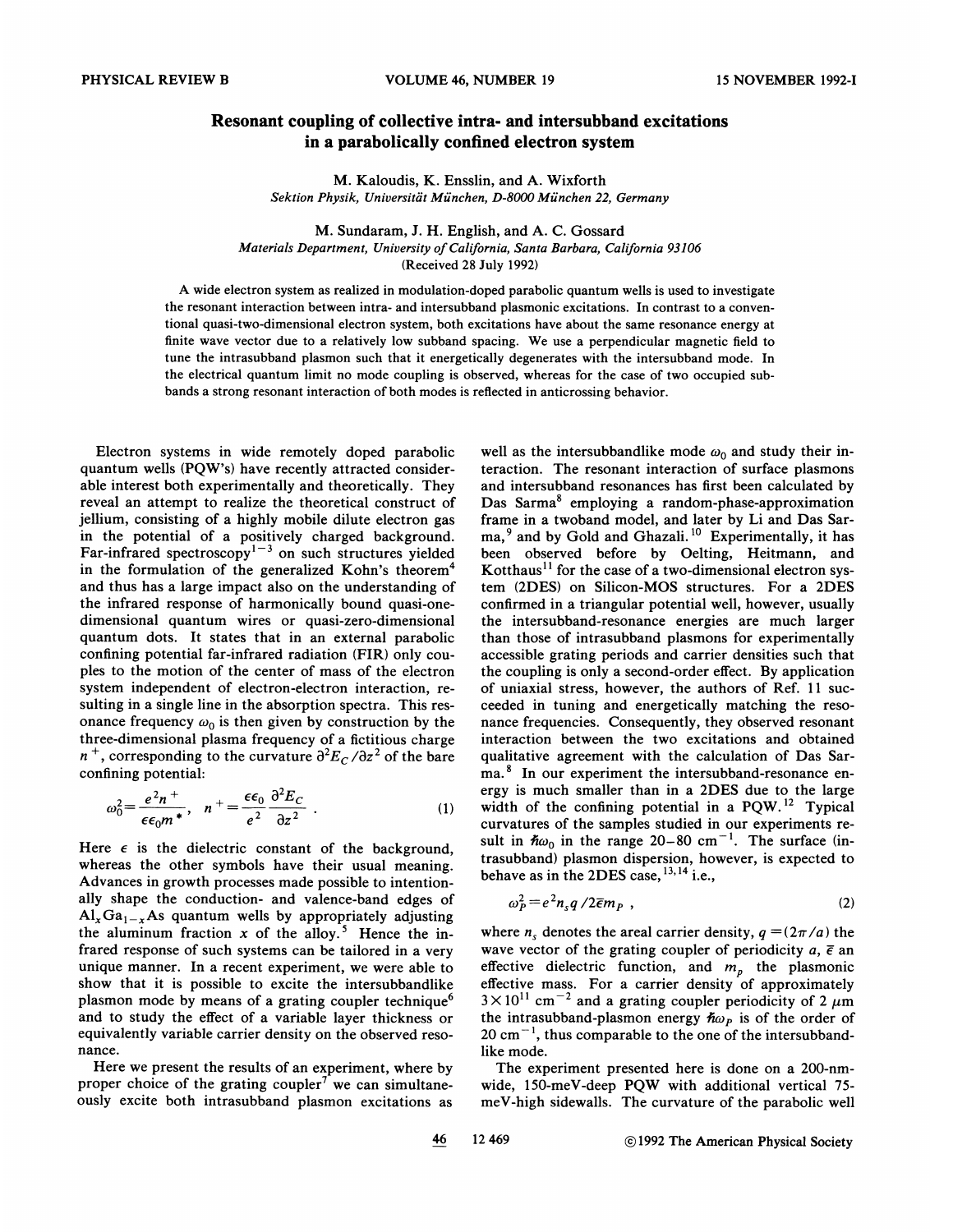# Resonant coupling of collective intra- and intersubband excitations in a parabolically confined electron system

M. Kaloudis, K. Ensslin, and A. Wixforth
*Sektion Physik, Universität München, D-8000 München 22, Germany*

M. Sundaram, J. H. English, and A. C. Gossard
*Materials Department, University of California, Santa Barbara, California 93106*
(Received 28 July 1992)

A wide electron system as realized in modulation-doped parabolic quantum wells is used to investigate the resonant interaction between intra- and intersubband plasmonic excitations. In contrast to a conventional quasi-two-dimensional electron system, both excitations have about the same resonance energy at finite wave vector due to a relatively low subband spacing. We use a perpendicular magnetic field to tune the intrasubband plasmon such that it energetically degenerates with the intersubband mode. In the electrical quantum limit no mode coupling is observed, whereas for the case of two occupied subbands a strong resonant interaction of both modes is reflected in anticrossing behavior.

Electron systems in wide remotely doped parabolic quantum wells (PQW's) have recently attracted considerable interest both experimentally and theoretically. They reveal an attempt to realize the theoretical construct of jellium, consisting of a highly mobile dilute electron gas in the potential of a positively charged background. Far-infrared spectroscopy[1–3] on such structures yielded in the formulation of the generalized Kohn's theorem[4] and thus has a large impact also on the understanding of the infrared response of harmonically bound quasi-one-dimensional quantum wires or quasi-zero-dimensional quantum dots. It states that in an external parabolic confining potential far-infrared radiation (FIR) only couples to the motion of the center of mass of the electron system independent of electron-electron interaction, resulting in a single line in the absorption spectra. This resonance frequency $\omega_0$ is then given by construction by the three-dimensional plasma frequency of a fictitious charge $n^+$, corresponding to the curvature $\partial^2 E_C/\partial z^2$ of the bare confining potential:

$$\omega_0^2 = \frac{e^2 n^+}{\epsilon\epsilon_0 m^*}, \quad n^+ = \frac{\epsilon\epsilon_0}{e^2}\frac{\partial^2 E_C}{\partial z^2} . \tag{1}$$

Here $\epsilon$ is the dielectric constant of the background, whereas the other symbols have their usual meaning. Advances in growth processes made possible to intentionally shape the conduction- and valence-band edges of $Al_xGa_{1-x}As$ quantum wells by appropriately adjusting the aluminum fraction $x$ of the alloy.[5] Hence the infrared response of such systems can be tailored in a very unique manner. In a recent experiment, we were able to show that it is possible to excite the intersubbandlike plasmon mode by means of a grating coupler technique[6] and to study the effect of a variable layer thickness or equivalently variable carrier density on the observed resonance.

Here we present the results of an experiment, where by proper choice of the grating coupler[7] we can simultaneously excite both intrasubband plasmon excitations as well as the intersubbandlike mode $\omega_0$ and study their interaction. The resonant interaction of surface plasmons and intersubband resonances has first been calculated by Das Sarma[8] employing a random-phase-approximation frame in a twoband model, and later by Li and Das Sarma,[9] and by Gold and Ghazali.[10] Experimentally, it has been observed before by Oelting, Heitmann, and Kotthaus[11] for the case of a two-dimensional electron system (2DES) on Silicon-MOS structures. For a 2DES confirmed in a triangular potential well, however, usually the intersubband-resonance energies are much larger than those of intrasubband plasmons for experimentally accessible grating periods and carrier densities such that the coupling is only a second-order effect. By application of uniaxial stress, however, the authors of Ref. 11 succeeded in tuning and energetically matching the resonance frequencies. Consequently, they observed resonant interaction between the two excitations and obtained qualitative agreement with the calculation of Das Sarma.[8] In our experiment the intersubband-resonance energy is much smaller than in a 2DES due to the large width of the confining potential in a PQW.[12] Typical curvatures of the samples studied in our experiments result in $\hbar\omega_0$ in the range 20–80 cm$^{-1}$. The surface (intrasubband) plasmon dispersion, however, is expected to behave as in the 2DES case,[13,14] i.e.,

$$\omega_P^2 = e^2 n_s q / 2\bar{\epsilon} m_P , \tag{2}$$

where $n_s$ denotes the areal carrier density, $q = (2\pi/a)$ the wave vector of the grating coupler of periodicity $a$, $\bar{\epsilon}$ an effective dielectric function, and $m_p$ the plasmonic effective mass. For a carrier density of approximately $3\times10^{11}$ cm$^{-2}$ and a grating coupler periodicity of 2 $\mu$m the intrasubband-plasmon energy $\hbar\omega_P$ is of the order of 20 cm$^{-1}$, thus comparable to the one of the intersubbandlike mode.

The experiment presented here is done on a 200-nm-wide, 150-meV-deep PQW with additional vertical 75-meV-high sidewalls. The curvature of the parabolic well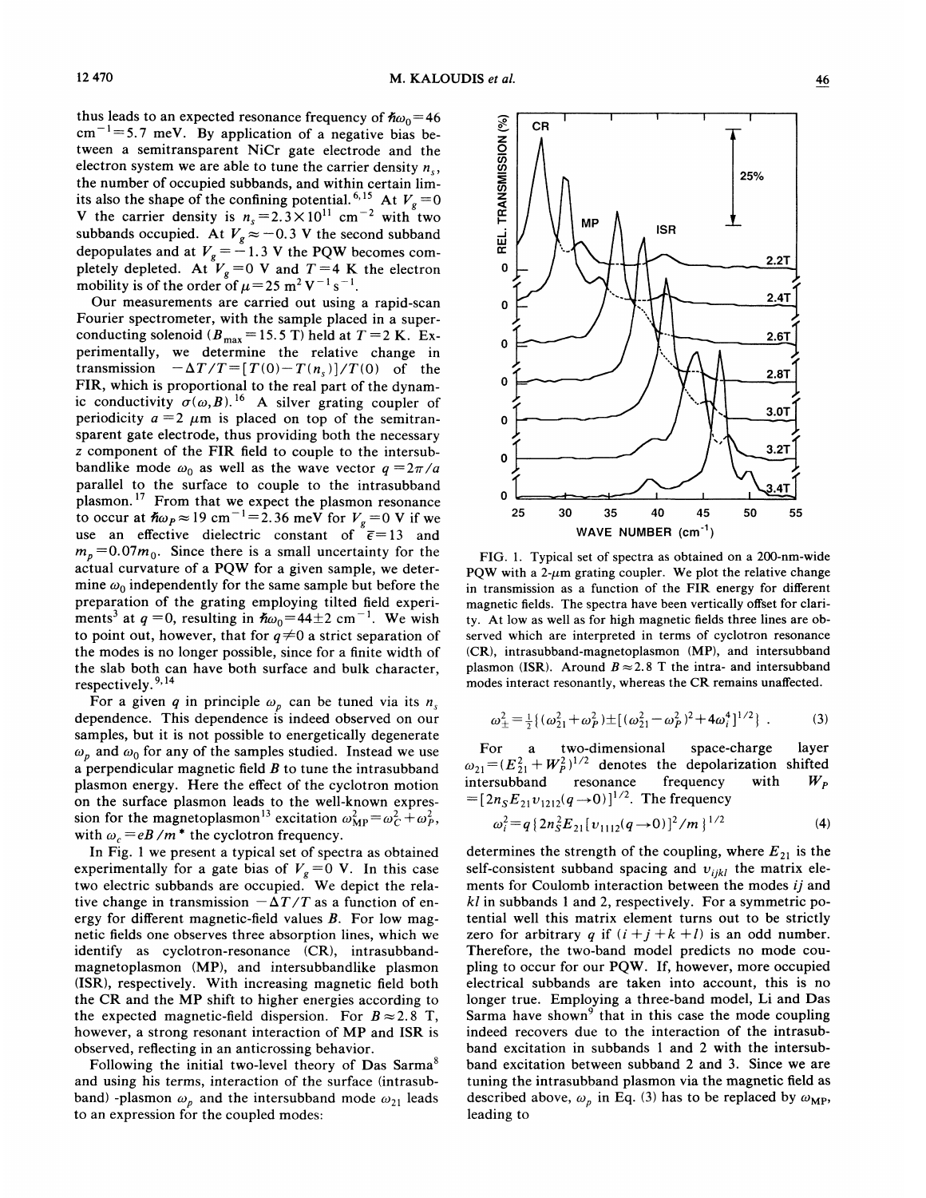thus leads to an expected resonance frequency of $\hbar\omega_0 = 46$ $cm^{-1} = 5.7$ meV. By application of a negative bias between a semitransparent NiCr gate electrode and the electron system we are able to tune the carrier density $n_s$, the number of occupied subbands, and within certain limits also the shape of the confining potential.[6,15] At $V_g = 0$ V the carrier density is $n_s = 2.3 \times 10^{11}$ $cm^{-2}$ with two subbands occupied. At $V_g \approx -0.3$ V the second subband depopulates and at $V_g = -1.3$ V the PQW becomes completely depleted. At $V_g = 0$ V and $T = 4$ K the electron mobility is of the order of $\mu = 25$ $m^2 V^{-1} s^{-1}$.

Our measurements are carried out using a rapid-scan Fourier spectrometer, with the sample placed in a superconducting solenoid ($B_{max} = 15.5$ T) held at $T = 2$ K. Experimentally, we determine the relative change in transmission $-\Delta T/T = [T(0) - T(n_s)]/T(0)$ of the FIR, which is proportional to the real part of the dynamic conductivity $\sigma(\omega, B)$.[16] A silver grating coupler of periodicity $a = 2$ $\mu$m is placed on top of the semitransparent gate electrode, thus providing both the necessary $z$ component of the FIR field to couple to the intersubbandlike mode $\omega_0$ as well as the wave vector $q = 2\pi/a$ parallel to the surface to couple to the intrasubband plasmon.[17] From that we expect the plasmon resonance to occur at $\hbar\omega_P \approx 19$ $cm^{-1} = 2.36$ meV for $V_g = 0$ V if we use an effective dielectric constant of $\bar{\epsilon} = 13$ and $m_p = 0.07 m_0$. Since there is a small uncertainty for the actual curvature of a PQW for a given sample, we determine $\omega_0$ independently for the same sample but before the preparation of the grating employing tilted field experiments[3] at $q = 0$, resulting in $\hbar\omega_0 = 44 \pm 2$ $cm^{-1}$. We wish to point out, however, that for $q \neq 0$ a strict separation of the modes is no longer possible, since for a finite width of the slab both can have both surface and bulk character, respectively.[9,14]

For a given $q$ in principle $\omega_p$ can be tuned via its $n_s$ dependence. This dependence is indeed observed on our samples, but it is not possible to energetically degenerate $\omega_p$ and $\omega_0$ for any of the samples studied. Instead we use a perpendicular magnetic field $B$ to tune the intrasubband plasmon energy. Here the effect of the cyclotron motion on the surface plasmon leads to the well-known expression for the magnetoplasmon[13] excitation $\omega_{MP}^2 = \omega_C^2 + \omega_P^2$, with $\omega_c = eB/m^*$ the cyclotron frequency.

In Fig. 1 we present a typical set of spectra as obtained experimentally for a gate bias of $V_g = 0$ V. In this case two electric subbands are occupied. We depict the relative change in transmission $-\Delta T/T$ as a function of energy for different magnetic-field values $B$. For low magnetic fields one observes three absorption lines, which we identify as cyclotron-resonance (CR), intrasubband-magnetoplasmon (MP), and intersubbandlike plasmon (ISR), respectively. With increasing magnetic field both the CR and the MP shift to higher energies according to the expected magnetic-field dispersion. For $B \approx 2.8$ T, however, a strong resonant interaction of MP and ISR is observed, reflecting in an anticrossing behavior.

Following the initial two-level theory of Das Sarma[8] and using his terms, interaction of the surface (intrasubband) -plasmon $\omega_p$ and the intersubband mode $\omega_{21}$ leads to an expression for the coupled modes:

FIG. 1. Typical set of spectra as obtained on a 200-nm-wide PQW with a 2-$\mu$m grating coupler. We plot the relative change in transmission as a function of the FIR energy for different magnetic fields. The spectra have been vertically offset for clarity. At low as well as for high magnetic fields three lines are observed which are interpreted in terms of cyclotron resonance (CR), intrasubband-magnetoplasmon (MP), and intersubband plasmon (ISR). Around $B \approx 2.8$ T the intra- and intersubband modes interact resonantly, whereas the CR remains unaffected.

$$\omega_{\pm}^2 = \tfrac{1}{2}\{(\omega_{21}^2 + \omega_P^2) \pm [(\omega_{21}^2 - \omega_P^2)^2 + 4\omega_i^4]^{1/2}\} . \quad (3)$$

For a two-dimensional space-charge layer $\omega_{21} = (E_{21}^2 + W_P^2)^{1/2}$ denotes the depolarization shifted intersubband resonance frequency with $W_P = [2n_S E_{21} v_{1212}(q \to 0)]^{1/2}$. The frequency

$$\omega_i^2 = q\{2n_S^2 E_{21}[v_{1112}(q \to 0)]^2/m\}^{1/2} \quad (4)$$

determines the strength of the coupling, where $E_{21}$ is the self-consistent subband spacing and $v_{ijkl}$ the matrix elements for Coulomb interaction between the modes $ij$ and $kl$ in subbands 1 and 2, respectively. For a symmetric potential well this matrix element turns out to be strictly zero for arbitrary $q$ if $(i+j+k+l)$ is an odd number. Therefore, the two-band model predicts no mode coupling to occur for our PQW. If, however, more occupied electrical subbands are taken into account, this is no longer true. Employing a three-band model, Li and Das Sarma have shown[9] that in this case the mode coupling indeed recovers due to the interaction of the intrasubband excitation in subbands 1 and 2 with the intersubband excitation between subband 2 and 3. Since we are tuning the intrasubband plasmon via the magnetic field as described above, $\omega_p$ in Eq. (3) has to be replaced by $\omega_{MP}$, leading to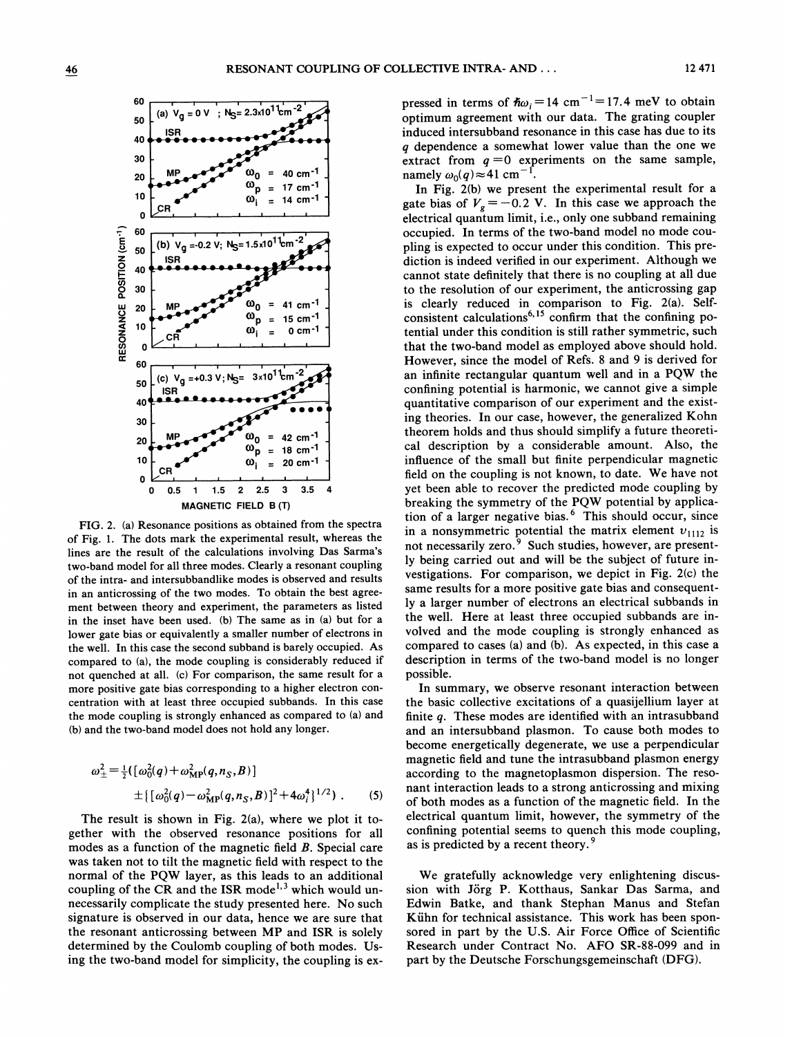FIG. 2. (a) Resonance positions as obtained from the spectra of Fig. 1. The dots mark the experimental result, whereas the lines are the result of the calculations involving Das Sarma's two-band model for all three modes. Clearly a resonant coupling of the intra- and intersubbandlike modes is observed and results in an anticrossing of the two modes. To obtain the best agreement between theory and experiment, the parameters as listed in the inset have been used. (b) The same as in (a) but for a lower gate bias or equivalently a smaller number of electrons in the well. In this case the second subband is barely occupied. As compared to (a), the mode coupling is considerably reduced if not quenched at all. (c) For comparison, the same result for a more positive gate bias corresponding to a higher electron concentration with at least three occupied subbands. In this case the mode coupling is strongly enhanced as compared to (a) and (b) and the two-band model does not hold any longer.

$$\omega_{\pm}^2 = \tfrac{1}{2}([\omega_0^2(q) + \omega_{\rm MP}^2(q, n_S, B)] \pm \{[\omega_0^2(q) - \omega_{\rm MP}^2(q, n_S, B)]^2 + 4\omega_i^4\}^{1/2}) \; . \tag{5}$$

The result is shown in Fig. 2(a), where we plot it together with the observed resonance positions for all modes as a function of the magnetic field $B$. Special care was taken not to tilt the magnetic field with respect to the normal of the PQW layer, as this leads to an additional coupling of the CR and the ISR mode[1,3] which would unnecessarily complicate the study presented here. No such signature is observed in our data, hence we are sure that the resonant anticrossing between MP and ISR is solely determined by the Coulomb coupling of both modes. Using the two-band model for simplicity, the coupling is expressed in terms of $\hbar\omega_i = 14\ {\rm cm}^{-1} = 17.4$ meV to obtain optimum agreement with our data. The grating coupler induced intersubband resonance in this case has due to its $q$ dependence a somewhat lower value than the one we extract from $q=0$ experiments on the same sample, namely $\omega_0(q) \approx 41\ {\rm cm}^{-1}$.

In Fig. 2(b) we present the experimental result for a gate bias of $V_g = -0.2$ V. In this case we approach the electrical quantum limit, i.e., only one subband remaining occupied. In terms of the two-band model no mode coupling is expected to occur under this condition. This prediction is indeed verified in our experiment. Although we cannot state definitely that there is no coupling at all due to the resolution of our experiment, the anticrossing gap is clearly reduced in comparison to Fig. 2(a). Self-consistent calculations[6,15] confirm that the confining potential under this condition is still rather symmetric, such that the two-band model as employed above should hold. However, since the model of Refs. 8 and 9 is derived for an infinite rectangular quantum well and in a PQW the confining potential is harmonic, we cannot give a simple quantitative comparison of our experiment and the existing theories. In our case, however, the generalized Kohn theorem holds and thus should simplify a future theoretical description by a considerable amount. Also, the influence of the small but finite perpendicular magnetic field on the coupling is not known, to date. We have not yet been able to recover the predicted mode coupling by breaking the symmetry of the PQW potential by application of a larger negative bias.[6] This should occur, since in a nonsymmetric potential the matrix element $v_{1112}$ is not necessarily zero.[9] Such studies, however, are presently being carried out and will be the subject of future investigations. For comparison, we depict in Fig. 2(c) the same results for a more positive gate bias and consequently a larger number of electrons an electrical subbands in the well. Here at least three occupied subbands are involved and the mode coupling is strongly enhanced as compared to cases (a) and (b). As expected, in this case a description in terms of the two-band model is no longer possible.

In summary, we observe resonant interaction between the basic collective excitations of a quasijellium layer at finite $q$. These modes are identified with an intrasubband and an intersubband plasmon. To cause both modes to become energetically degenerate, we use a perpendicular magnetic field and tune the intrasubband plasmon energy according to the magnetoplasmon dispersion. The resonant interaction leads to a strong anticrossing and mixing of both modes as a function of the magnetic field. In the electrical quantum limit, however, the symmetry of the confining potential seems to quench this mode coupling, as is predicted by a recent theory.[9]

We gratefully acknowledge very enlightening discussion with Jörg P. Kotthaus, Sankar Das Sarma, and Edwin Batke, and thank Stephan Manus and Stefan Kühn for technical assistance. This work has been sponsored in part by the U.S. Air Force Office of Scientific Research under Contract No. AFO SR-88-099 and in part by the Deutsche Forschungsgemeinschaft (DFG).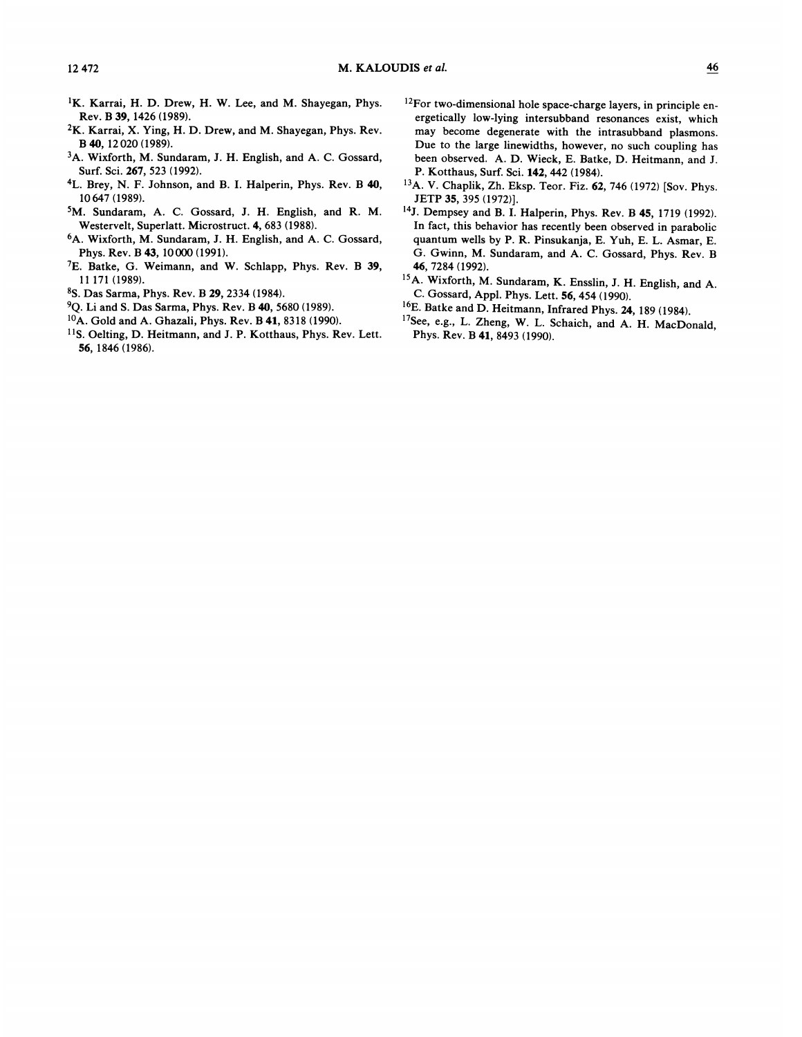[1]K. Karrai, H. D. Drew, H. W. Lee, and M. Shayegan, Phys. Rev. B **39**, 1426 (1989).

[2]K. Karrai, X. Ying, H. D. Drew, and M. Shayegan, Phys. Rev. B **40**, 12 020 (1989).

[3]A. Wixforth, M. Sundaram, J. H. English, and A. C. Gossard, Surf. Sci. **267**, 523 (1992).

[4]L. Brey, N. F. Johnson, and B. I. Halperin, Phys. Rev. B **40**, 10 647 (1989).

[5]M. Sundaram, A. C. Gossard, J. H. English, and R. M. Westervelt, Superlatt. Microstruct. **4**, 683 (1988).

[6]A. Wixforth, M. Sundaram, J. H. English, and A. C. Gossard, Phys. Rev. B **43**, 10 000 (1991).

[7]E. Batke, G. Weimann, and W. Schlapp, Phys. Rev. B **39**, 11 171 (1989).

[8]S. Das Sarma, Phys. Rev. B **29**, 2334 (1984).

[9]Q. Li and S. Das Sarma, Phys. Rev. B **40**, 5680 (1989).

[10]A. Gold and A. Ghazali, Phys. Rev. B **41**, 8318 (1990).

[11]S. Oelting, D. Heitmann, and J. P. Kotthaus, Phys. Rev. Lett. **56**, 1846 (1986).

[12]For two-dimensional hole space-charge layers, in principle energetically low-lying intersubband resonances exist, which may become degenerate with the intrasubband plasmons. Due to the large linewidths, however, no such coupling has been observed. A. D. Wieck, E. Batke, D. Heitmann, and J. P. Kotthaus, Surf. Sci. **142**, 442 (1984).

[13]A. V. Chaplik, Zh. Eksp. Teor. Fiz. **62**, 746 (1972) [Sov. Phys. JETP **35**, 395 (1972)].

[14]J. Dempsey and B. I. Halperin, Phys. Rev. B **45**, 1719 (1992). In fact, this behavior has recently been observed in parabolic quantum wells by P. R. Pinsukanja, E. Yuh, E. L. Asmar, E. G. Gwinn, M. Sundaram, and A. C. Gossard, Phys. Rev. B **46**, 7284 (1992).

[15]A. Wixforth, M. Sundaram, K. Ensslin, J. H. English, and A. C. Gossard, Appl. Phys. Lett. **56**, 454 (1990).

[16]E. Batke and D. Heitmann, Infrared Phys. **24**, 189 (1984).

[17]See, e.g., L. Zheng, W. L. Schaich, and A. H. MacDonald, Phys. Rev. B **41**, 8493 (1990).